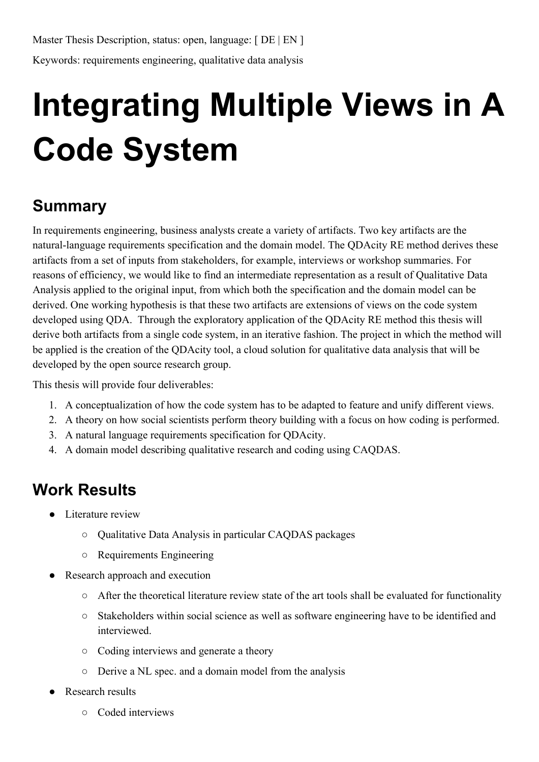Master Thesis Description, status: open, language: [ DE | EN ]

Keywords: requirements engineering, qualitative data analysis

# Integrating Multiple Views in A Code System

## Summary

In requirements engineering, business analysts create a variety of artifacts. Two key artifacts are the natural-language requirements specification and the domain model. The QDAcity RE method derives these artifacts from a set of inputs from stakeholders, for example, interviews or workshop summaries. For reasons of efficiency, we would like to find an intermediate representation as a result of Qualitative Data Analysis applied to the original input, from which both the specification and the domain model can be derived. One working hypothesis is that these two artifacts are extensions of views on the code system developed using QDA. Through the exploratory application of the QDAcity RE method this thesis will derive both artifacts from a single code system, in an iterative fashion. The project in which the method will be applied is the creation of the QDAcity tool, a cloud solution for qualitative data analysis that will be developed by the open source research group.

This thesis will provide four deliverables:

1. A conceptualization of how the code system has to be adapted to feature and unify different views.
2. A theory on how social scientists perform theory building with a focus on how coding is performed.
3. A natural language requirements specification for QDAcity.
4. A domain model describing qualitative research and coding using CAQDAS.

## Work Results

- Literature review
  - Qualitative Data Analysis in particular CAQDAS packages
  - Requirements Engineering
- Research approach and execution
  - After the theoretical literature review state of the art tools shall be evaluated for functionality
  - Stakeholders within social science as well as software engineering have to be identified and interviewed.
  - Coding interviews and generate a theory
  - Derive a NL spec. and a domain model from the analysis
- Research results
  - Coded interviews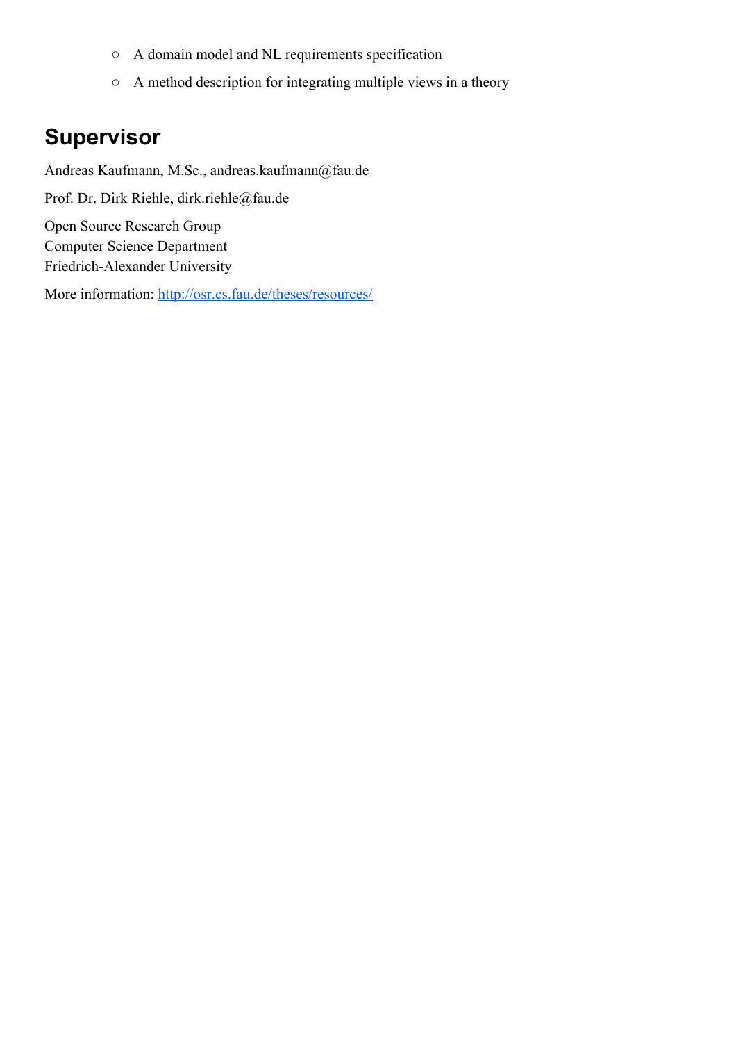- A domain model and NL requirements specification
  - A method description for integrating multiple views in a theory

## Supervisor

Andreas Kaufmann, M.Sc., andreas.kaufmann@fau.de

Prof. Dr. Dirk Riehle, dirk.riehle@fau.de

Open Source Research Group
Computer Science Department
Friedrich-Alexander University

More information: [http://osr.cs.fau.de/theses/resources/](http://osr.cs.fau.de/theses/resources/)